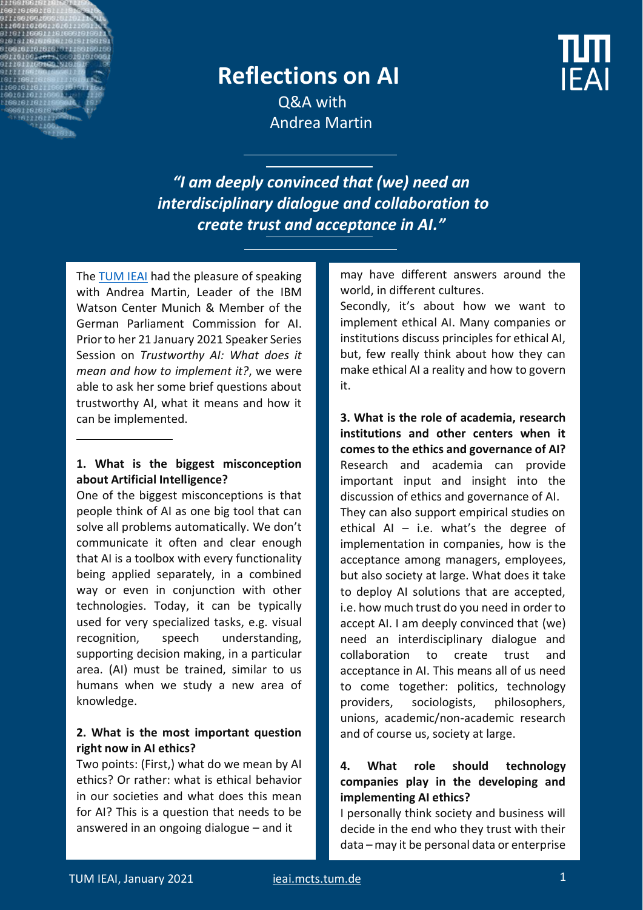# Reflections on AI

Q&A with
Andrea Martin

***"I am deeply convinced that (we) need an interdisciplinary dialogue and collaboration to create trust and acceptance in AI."***

The TUM IEAI had the pleasure of speaking with Andrea Martin, Leader of the IBM Watson Center Munich & Member of the German Parliament Commission for AI. Prior to her 21 January 2021 Speaker Series Session on *Trustworthy AI: What does it mean and how to implement it?*, we were able to ask her some brief questions about trustworthy AI, what it means and how it can be implemented.

**1. What is the biggest misconception about Artificial Intelligence?**

One of the biggest misconceptions is that people think of AI as one big tool that can solve all problems automatically. We don't communicate it often and clear enough that AI is a toolbox with every functionality being applied separately, in a combined way or even in conjunction with other technologies. Today, it can be typically used for very specialized tasks, e.g. visual recognition, speech understanding, supporting decision making, in a particular area. (AI) must be trained, similar to us humans when we study a new area of knowledge.

**2. What is the most important question right now in AI ethics?**

Two points: (First,) what do we mean by AI ethics? Or rather: what is ethical behavior in our societies and what does this mean for AI? This is a question that needs to be answered in an ongoing dialogue – and it may have different answers around the world, in different cultures.

Secondly, it's about how we want to implement ethical AI. Many companies or institutions discuss principles for ethical AI, but, few really think about how they can make ethical AI a reality and how to govern it.

**3. What is the role of academia, research institutions and other centers when it comes to the ethics and governance of AI?**

Research and academia can provide important input and insight into the discussion of ethics and governance of AI. They can also support empirical studies on ethical AI – i.e. what's the degree of implementation in companies, how is the acceptance among managers, employees, but also society at large. What does it take to deploy AI solutions that are accepted, i.e. how much trust do you need in order to accept AI. I am deeply convinced that (we) need an interdisciplinary dialogue and collaboration to create trust and acceptance in AI. This means all of us need to come together: politics, technology providers, sociologists, philosophers, unions, academic/non-academic research and of course us, society at large.

**4. What role should technology companies play in the developing and implementing AI ethics?**

I personally think society and business will decide in the end who they trust with their data – may it be personal data or enterprise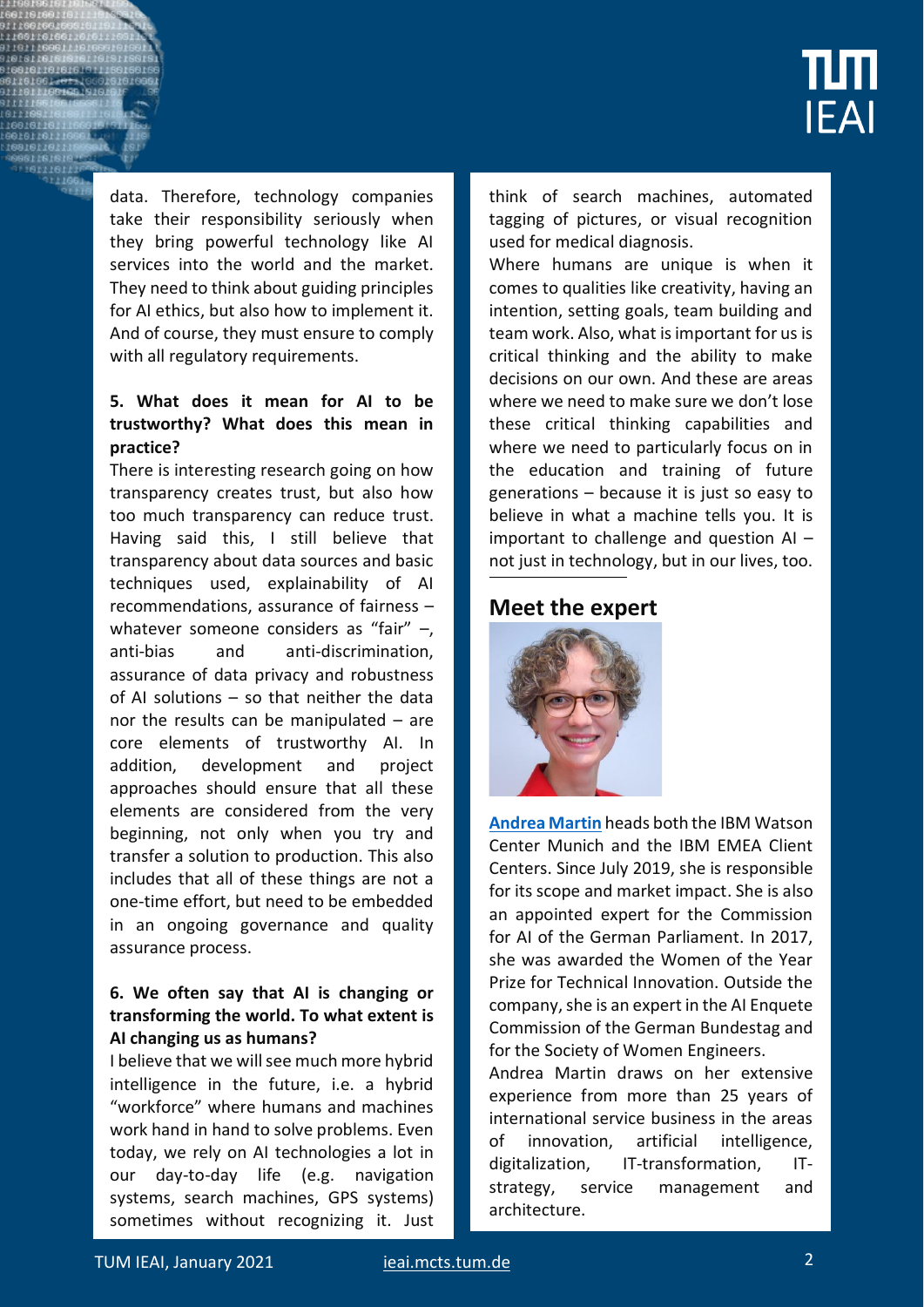data. Therefore, technology companies take their responsibility seriously when they bring powerful technology like AI services into the world and the market. They need to think about guiding principles for AI ethics, but also how to implement it. And of course, they must ensure to comply with all regulatory requirements.

**5. What does it mean for AI to be trustworthy? What does this mean in practice?**

There is interesting research going on how transparency creates trust, but also how too much transparency can reduce trust. Having said this, I still believe that transparency about data sources and basic techniques used, explainability of AI recommendations, assurance of fairness – whatever someone considers as "fair" –, anti-bias and anti-discrimination, assurance of data privacy and robustness of AI solutions – so that neither the data nor the results can be manipulated – are core elements of trustworthy AI. In addition, development and project approaches should ensure that all these elements are considered from the very beginning, not only when you try and transfer a solution to production. This also includes that all of these things are not a one-time effort, but need to be embedded in an ongoing governance and quality assurance process.

**6. We often say that AI is changing or transforming the world. To what extent is AI changing us as humans?**

I believe that we will see much more hybrid intelligence in the future, i.e. a hybrid "workforce" where humans and machines work hand in hand to solve problems. Even today, we rely on AI technologies a lot in our day-to-day life (e.g. navigation systems, search machines, GPS systems) sometimes without recognizing it. Just think of search machines, automated tagging of pictures, or visual recognition used for medical diagnosis.

Where humans are unique is when it comes to qualities like creativity, having an intention, setting goals, team building and team work. Also, what is important for us is critical thinking and the ability to make decisions on our own. And these are areas where we need to make sure we don't lose these critical thinking capabilities and where we need to particularly focus on in the education and training of future generations – because it is just so easy to believe in what a machine tells you. It is important to challenge and question AI – not just in technology, but in our lives, too.

## Meet the expert

**Andrea Martin** heads both the IBM Watson Center Munich and the IBM EMEA Client Centers. Since July 2019, she is responsible for its scope and market impact. She is also an appointed expert for the Commission for AI of the German Parliament. In 2017, she was awarded the Women of the Year Prize for Technical Innovation. Outside the company, she is an expert in the AI Enquete Commission of the German Bundestag and for the Society of Women Engineers.

Andrea Martin draws on her extensive experience from more than 25 years of international service business in the areas of innovation, artificial intelligence, digitalization, IT-transformation, IT-strategy, service management and architecture.

TUM IEAI, January 2021 ieai.mcts.tum.de